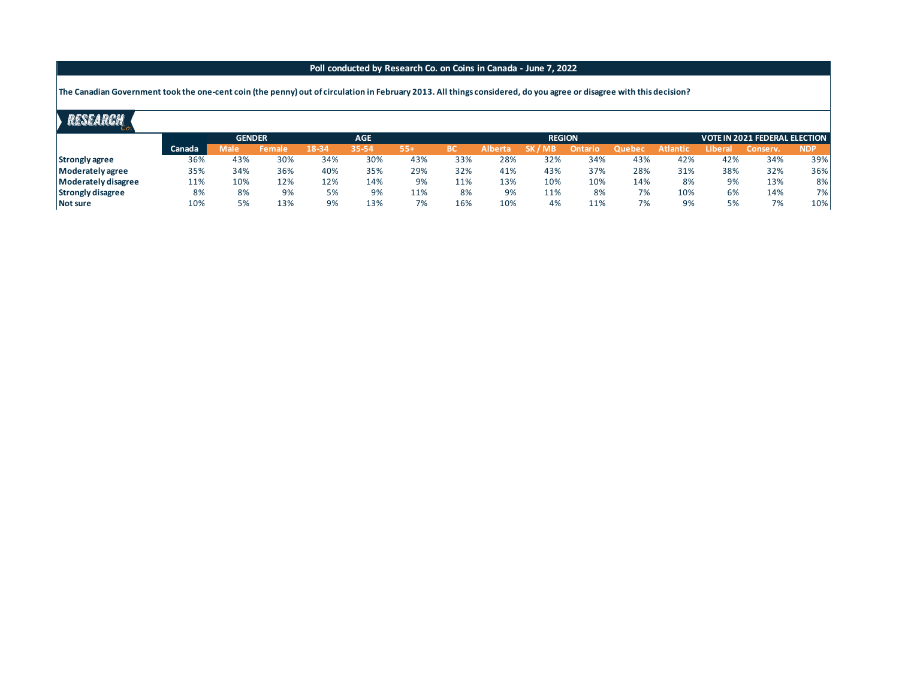**Poll conducted by Research Co. on Coins in Canada - June 7, 2022**

**The Canadian Government took the one-cent coin (the penny) out of circulation in February 2013. All things considered, do you agree or disagree with this decision?**

RESEARCH Co.

| | | GENDER | | AGE | | | REGION | | | | | | VOTE IN 2021 FEDERAL ELECTION | | |
|---|---|---|---|---|---|---|---|---|---|---|---|---|---|---|---|
| | Canada | Male | Female | 18-34 | 35-54 | 55+ | BC | Alberta | SK / MB | Ontario | Quebec | Atlantic | Liberal | Conserv. | NDP |
| **Strongly agree** | 36% | 43% | 30% | 34% | 30% | 43% | 33% | 28% | 32% | 34% | 43% | 42% | 42% | 34% | 39% |
| **Moderately agree** | 35% | 34% | 36% | 40% | 35% | 29% | 32% | 41% | 43% | 37% | 28% | 31% | 38% | 32% | 36% |
| **Moderately disagree** | 11% | 10% | 12% | 12% | 14% | 9% | 11% | 13% | 10% | 10% | 14% | 8% | 9% | 13% | 8% |
| **Strongly disagree** | 8% | 8% | 9% | 5% | 9% | 11% | 8% | 9% | 11% | 8% | 7% | 10% | 6% | 14% | 7% |
| **Not sure** | 10% | 5% | 13% | 9% | 13% | 7% | 16% | 10% | 4% | 11% | 7% | 9% | 5% | 7% | 10% |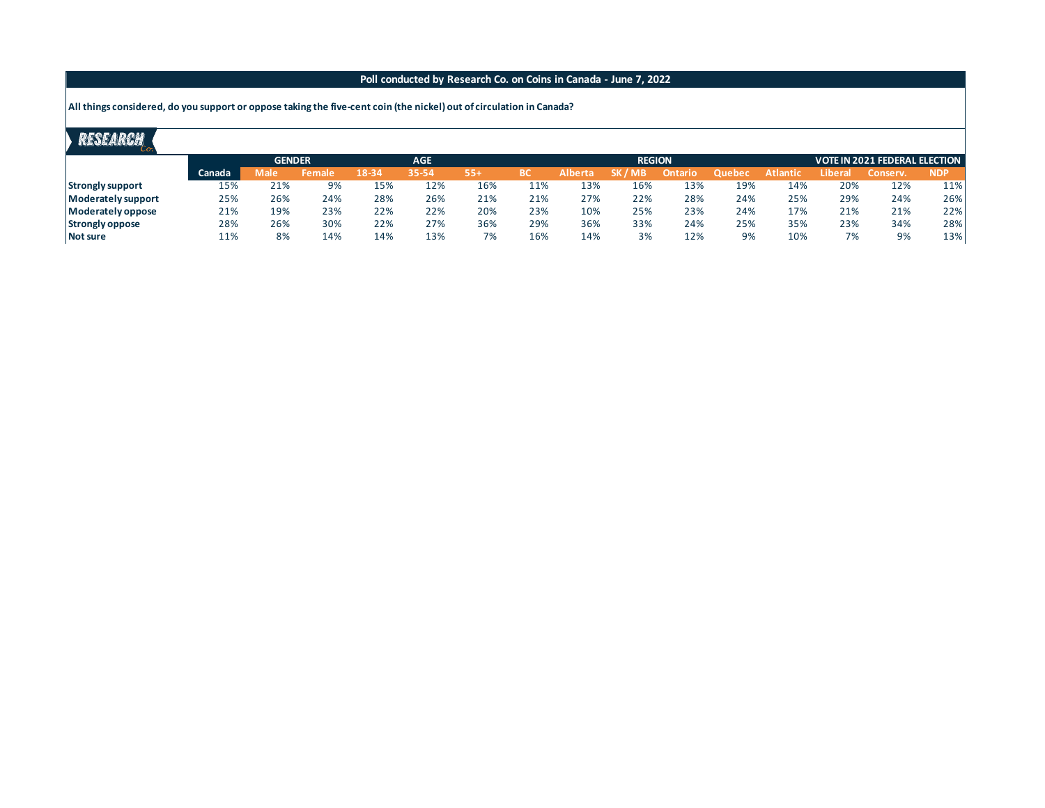**Poll conducted by Research Co. on Coins in Canada - June 7, 2022**

**All things considered, do you support or oppose taking the five-cent coin (the nickel) out of circulation in Canada?**

| | | GENDER | | AGE | | | REGION | | | | | | VOTE IN 2021 FEDERAL ELECTION | | |
|---|---|---|---|---|---|---|---|---|---|---|---|---|---|---|---|
| | Canada | Male | Female | 18-34 | 35-54 | 55+ | BC | Alberta | SK / MB | Ontario | Quebec | Atlantic | Liberal | Conserv. | NDP |
| **Strongly support** | 15% | 21% | 9% | 15% | 12% | 16% | 11% | 13% | 16% | 13% | 19% | 14% | 20% | 12% | 11% |
| **Moderately support** | 25% | 26% | 24% | 28% | 26% | 21% | 21% | 27% | 22% | 28% | 24% | 25% | 29% | 24% | 26% |
| **Moderately oppose** | 21% | 19% | 23% | 22% | 22% | 20% | 23% | 10% | 25% | 23% | 24% | 17% | 21% | 21% | 22% |
| **Strongly oppose** | 28% | 26% | 30% | 22% | 27% | 36% | 29% | 36% | 33% | 24% | 25% | 35% | 23% | 34% | 28% |
| **Not sure** | 11% | 8% | 14% | 14% | 13% | 7% | 16% | 14% | 3% | 12% | 9% | 10% | 7% | 9% | 13% |